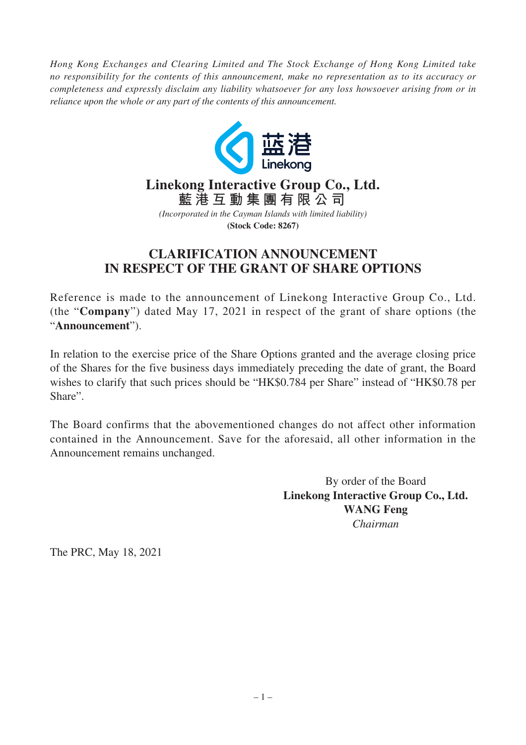*Hong Kong Exchanges and Clearing Limited and The Stock Exchange of Hong Kong Limited take no responsibility for the contents of this announcement, make no representation as to its accuracy or completeness and expressly disclaim any liability whatsoever for any loss howsoever arising from or in reliance upon the whole or any part of the contents of this announcement.*

**Linekong Interactive Group Co., Ltd.**
**藍港互動集團有限公司**
*(Incorporated in the Cayman Islands with limited liability)*
**(Stock Code: 8267)**

# CLARIFICATION ANNOUNCEMENT IN RESPECT OF THE GRANT OF SHARE OPTIONS

Reference is made to the announcement of Linekong Interactive Group Co., Ltd. (the "**Company**") dated May 17, 2021 in respect of the grant of share options (the "**Announcement**").

In relation to the exercise price of the Share Options granted and the average closing price of the Shares for the five business days immediately preceding the date of grant, the Board wishes to clarify that such prices should be "HK$0.784 per Share" instead of "HK$0.78 per Share".

The Board confirms that the abovementioned changes do not affect other information contained in the Announcement. Save for the aforesaid, all other information in the Announcement remains unchanged.

By order of the Board
**Linekong Interactive Group Co., Ltd.**
**WANG Feng**
*Chairman*

The PRC, May 18, 2021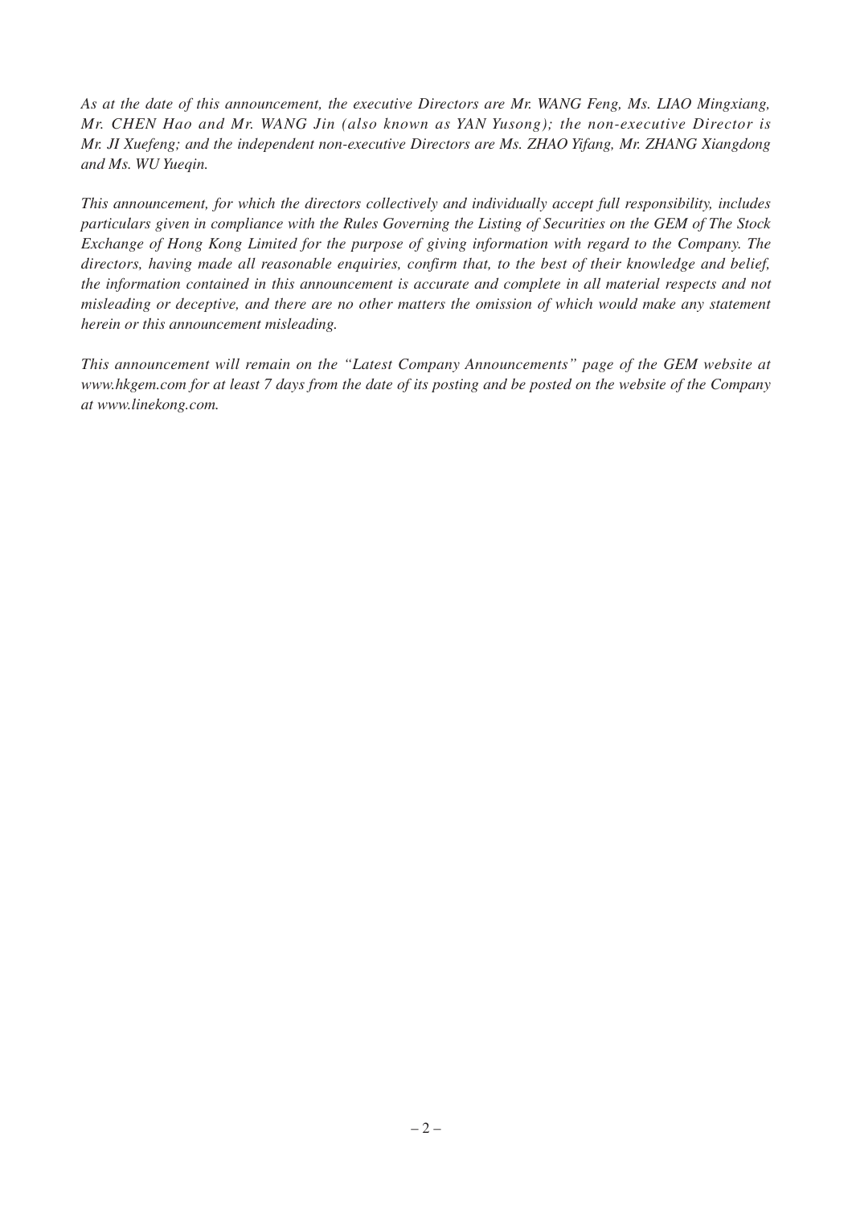*As at the date of this announcement, the executive Directors are Mr. WANG Feng, Ms. LIAO Mingxiang, Mr. CHEN Hao and Mr. WANG Jin (also known as YAN Yusong); the non-executive Director is Mr. JI Xuefeng; and the independent non-executive Directors are Ms. ZHAO Yifang, Mr. ZHANG Xiangdong and Ms. WU Yueqin.*

*This announcement, for which the directors collectively and individually accept full responsibility, includes particulars given in compliance with the Rules Governing the Listing of Securities on the GEM of The Stock Exchange of Hong Kong Limited for the purpose of giving information with regard to the Company. The directors, having made all reasonable enquiries, confirm that, to the best of their knowledge and belief, the information contained in this announcement is accurate and complete in all material respects and not misleading or deceptive, and there are no other matters the omission of which would make any statement herein or this announcement misleading.*

*This announcement will remain on the "Latest Company Announcements" page of the GEM website at www.hkgem.com for at least 7 days from the date of its posting and be posted on the website of the Company at www.linekong.com.*